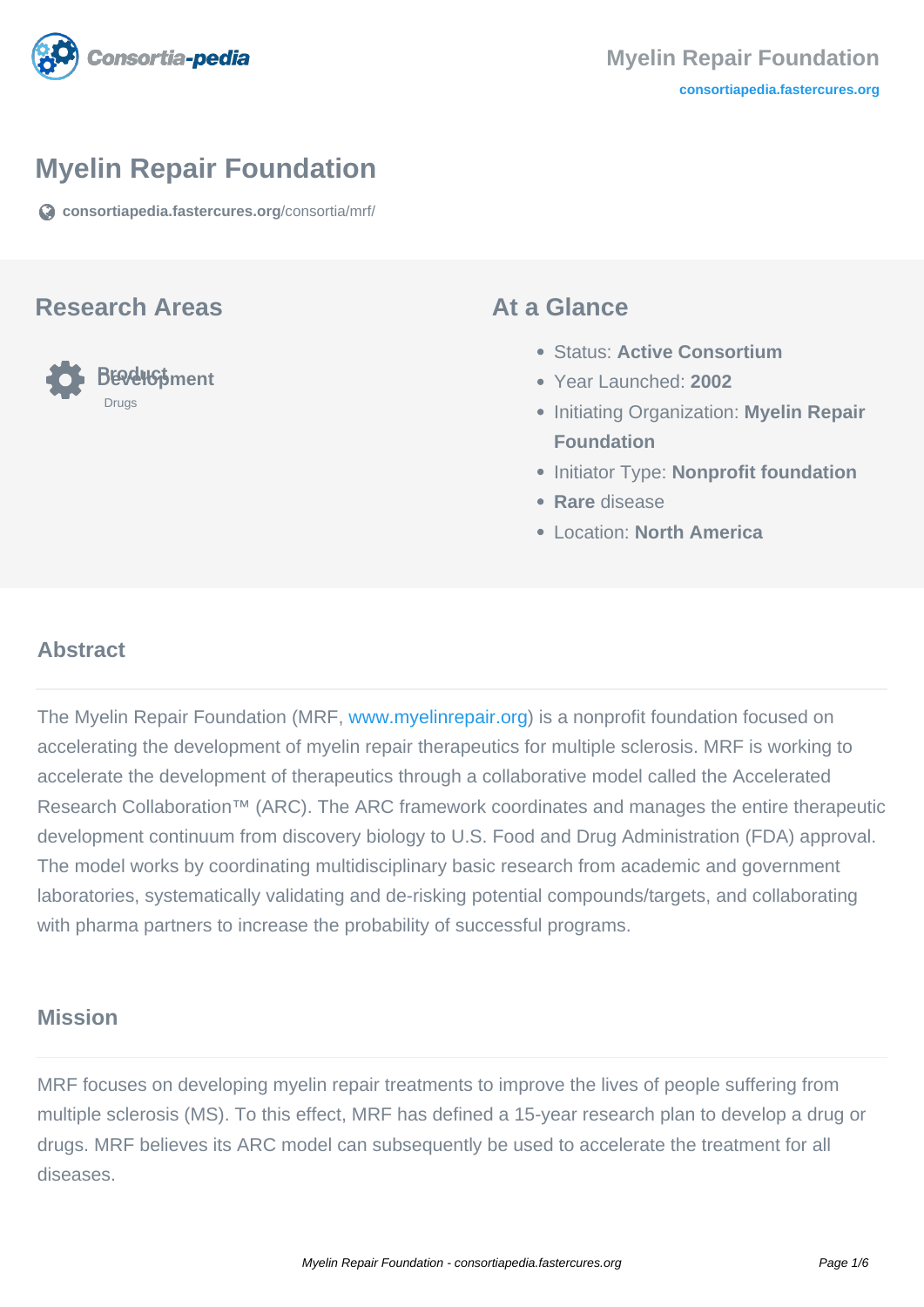# Myelin Repair Foundation

consortiapedia.fastercures.org/consortia/mrf/

## Research Areas

**Product Development**

Drugs

## At a Glance

- Status: **Active Consortium**
- Year Launched: **2002**
- Initiating Organization: **Myelin Repair Foundation**
- Initiator Type: **Nonprofit foundation**
- **Rare** disease
- Location: **North America**

## Abstract

The Myelin Repair Foundation (MRF, www.myelinrepair.org) is a nonprofit foundation focused on accelerating the development of myelin repair therapeutics for multiple sclerosis. MRF is working to accelerate the development of therapeutics through a collaborative model called the Accelerated Research Collaboration™ (ARC). The ARC framework coordinates and manages the entire therapeutic development continuum from discovery biology to U.S. Food and Drug Administration (FDA) approval. The model works by coordinating multidisciplinary basic research from academic and government laboratories, systematically validating and de-risking potential compounds/targets, and collaborating with pharma partners to increase the probability of successful programs.

## Mission

MRF focuses on developing myelin repair treatments to improve the lives of people suffering from multiple sclerosis (MS). To this effect, MRF has defined a 15-year research plan to develop a drug or drugs. MRF believes its ARC model can subsequently be used to accelerate the treatment for all diseases.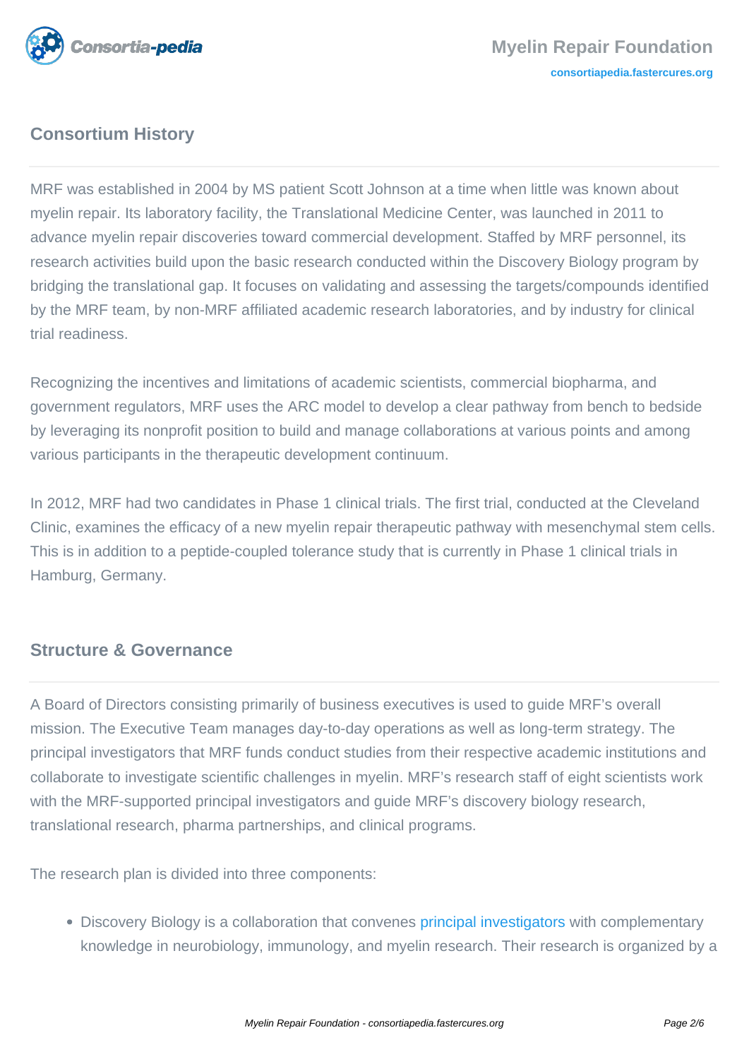## Consortium History

MRF was established in 2004 by MS patient Scott Johnson at a time when little was known about myelin repair. Its laboratory facility, the Translational Medicine Center, was launched in 2011 to advance myelin repair discoveries toward commercial development. Staffed by MRF personnel, its research activities build upon the basic research conducted within the Discovery Biology program by bridging the translational gap. It focuses on validating and assessing the targets/compounds identified by the MRF team, by non-MRF affiliated academic research laboratories, and by industry for clinical trial readiness.

Recognizing the incentives and limitations of academic scientists, commercial biopharma, and government regulators, MRF uses the ARC model to develop a clear pathway from bench to bedside by leveraging its nonprofit position to build and manage collaborations at various points and among various participants in the therapeutic development continuum.

In 2012, MRF had two candidates in Phase 1 clinical trials. The first trial, conducted at the Cleveland Clinic, examines the efficacy of a new myelin repair therapeutic pathway with mesenchymal stem cells. This is in addition to a peptide-coupled tolerance study that is currently in Phase 1 clinical trials in Hamburg, Germany.

## Structure & Governance

A Board of Directors consisting primarily of business executives is used to guide MRF's overall mission. The Executive Team manages day-to-day operations as well as long-term strategy. The principal investigators that MRF funds conduct studies from their respective academic institutions and collaborate to investigate scientific challenges in myelin. MRF's research staff of eight scientists work with the MRF-supported principal investigators and guide MRF's discovery biology research, translational research, pharma partnerships, and clinical programs.

The research plan is divided into three components:

- Discovery Biology is a collaboration that convenes principal investigators with complementary knowledge in neurobiology, immunology, and myelin research. Their research is organized by a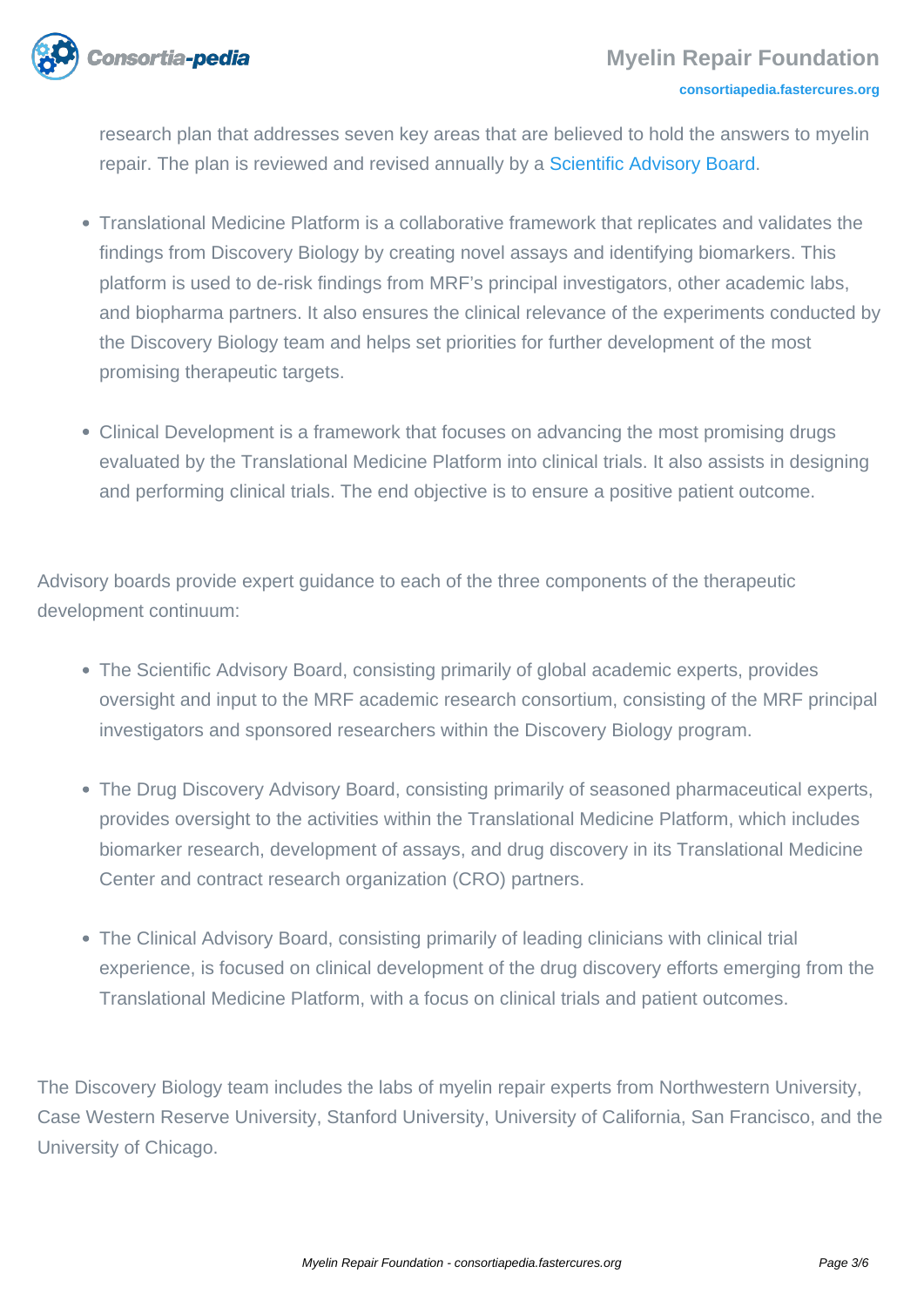research plan that addresses seven key areas that are believed to hold the answers to myelin repair. The plan is reviewed and revised annually by a Scientific Advisory Board.

- Translational Medicine Platform is a collaborative framework that replicates and validates the findings from Discovery Biology by creating novel assays and identifying biomarkers. This platform is used to de-risk findings from MRF's principal investigators, other academic labs, and biopharma partners. It also ensures the clinical relevance of the experiments conducted by the Discovery Biology team and helps set priorities for further development of the most promising therapeutic targets.

- Clinical Development is a framework that focuses on advancing the most promising drugs evaluated by the Translational Medicine Platform into clinical trials. It also assists in designing and performing clinical trials. The end objective is to ensure a positive patient outcome.

Advisory boards provide expert guidance to each of the three components of the therapeutic development continuum:

- The Scientific Advisory Board, consisting primarily of global academic experts, provides oversight and input to the MRF academic research consortium, consisting of the MRF principal investigators and sponsored researchers within the Discovery Biology program.

- The Drug Discovery Advisory Board, consisting primarily of seasoned pharmaceutical experts, provides oversight to the activities within the Translational Medicine Platform, which includes biomarker research, development of assays, and drug discovery in its Translational Medicine Center and contract research organization (CRO) partners.

- The Clinical Advisory Board, consisting primarily of leading clinicians with clinical trial experience, is focused on clinical development of the drug discovery efforts emerging from the Translational Medicine Platform, with a focus on clinical trials and patient outcomes.

The Discovery Biology team includes the labs of myelin repair experts from Northwestern University, Case Western Reserve University, Stanford University, University of California, San Francisco, and the University of Chicago.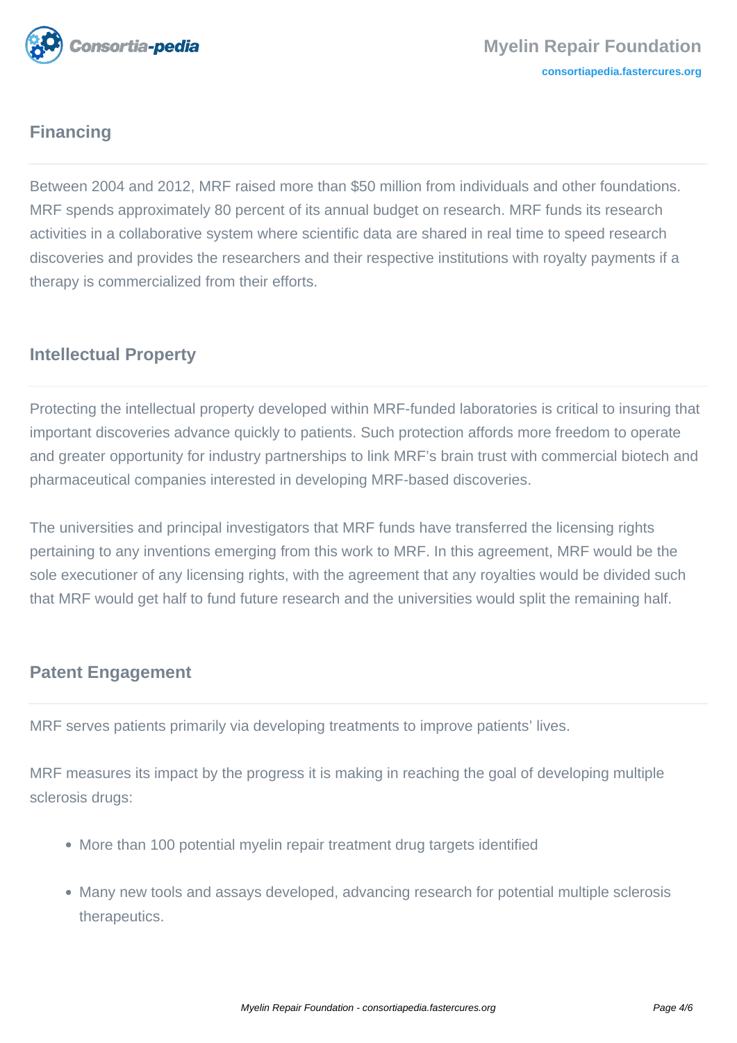## Financing

Between 2004 and 2012, MRF raised more than $50 million from individuals and other foundations. MRF spends approximately 80 percent of its annual budget on research. MRF funds its research activities in a collaborative system where scientific data are shared in real time to speed research discoveries and provides the researchers and their respective institutions with royalty payments if a therapy is commercialized from their efforts.

## Intellectual Property

Protecting the intellectual property developed within MRF-funded laboratories is critical to insuring that important discoveries advance quickly to patients. Such protection affords more freedom to operate and greater opportunity for industry partnerships to link MRF's brain trust with commercial biotech and pharmaceutical companies interested in developing MRF-based discoveries.

The universities and principal investigators that MRF funds have transferred the licensing rights pertaining to any inventions emerging from this work to MRF. In this agreement, MRF would be the sole executioner of any licensing rights, with the agreement that any royalties would be divided such that MRF would get half to fund future research and the universities would split the remaining half.

## Patent Engagement

MRF serves patients primarily via developing treatments to improve patients' lives.

MRF measures its impact by the progress it is making in reaching the goal of developing multiple sclerosis drugs:

- More than 100 potential myelin repair treatment drug targets identified
- Many new tools and assays developed, advancing research for potential multiple sclerosis therapeutics.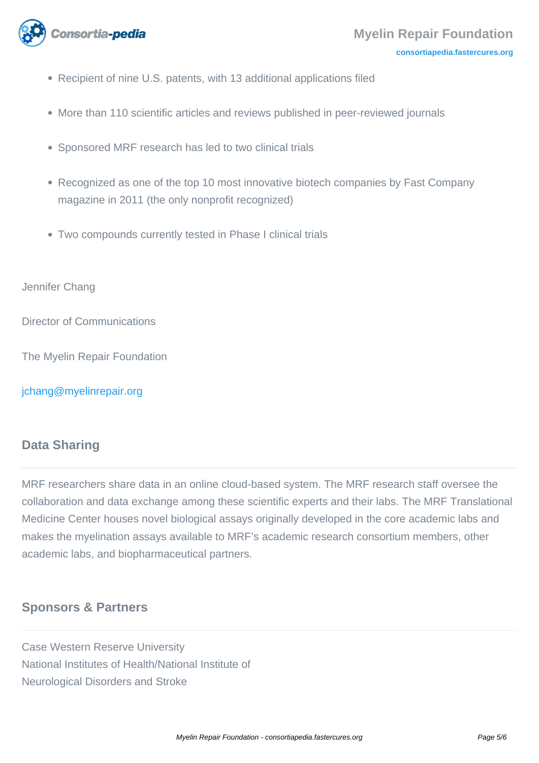- Recipient of nine U.S. patents, with 13 additional applications filed
- More than 110 scientific articles and reviews published in peer-reviewed journals
- Sponsored MRF research has led to two clinical trials
- Recognized as one of the top 10 most innovative biotech companies by Fast Company magazine in 2011 (the only nonprofit recognized)
- Two compounds currently tested in Phase I clinical trials

Jennifer Chang

Director of Communications

The Myelin Repair Foundation

jchang@myelinrepair.org

## Data Sharing

MRF researchers share data in an online cloud-based system. The MRF research staff oversee the collaboration and data exchange among these scientific experts and their labs. The MRF Translational Medicine Center houses novel biological assays originally developed in the core academic labs and makes the myelination assays available to MRF's academic research consortium members, other academic labs, and biopharmaceutical partners.

## Sponsors & Partners

Case Western Reserve University
National Institutes of Health/National Institute of Neurological Disorders and Stroke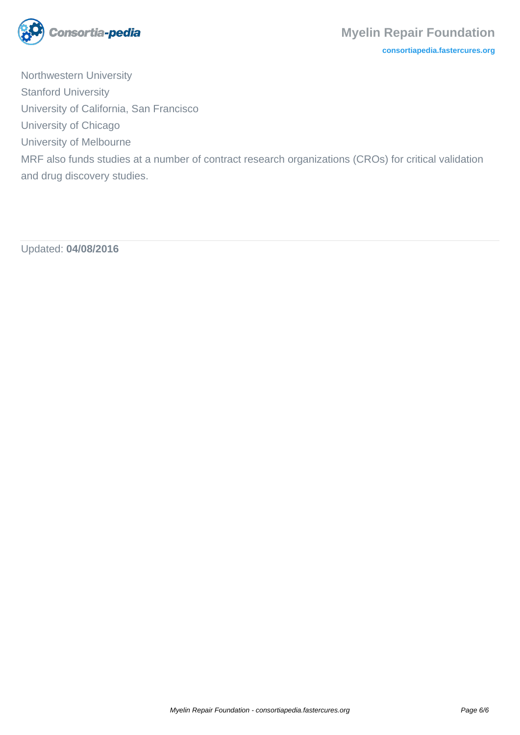Northwestern University

Stanford University

University of California, San Francisco

University of Chicago

University of Melbourne

MRF also funds studies at a number of contract research organizations (CROs) for critical validation and drug discovery studies.

Updated: **04/08/2016**